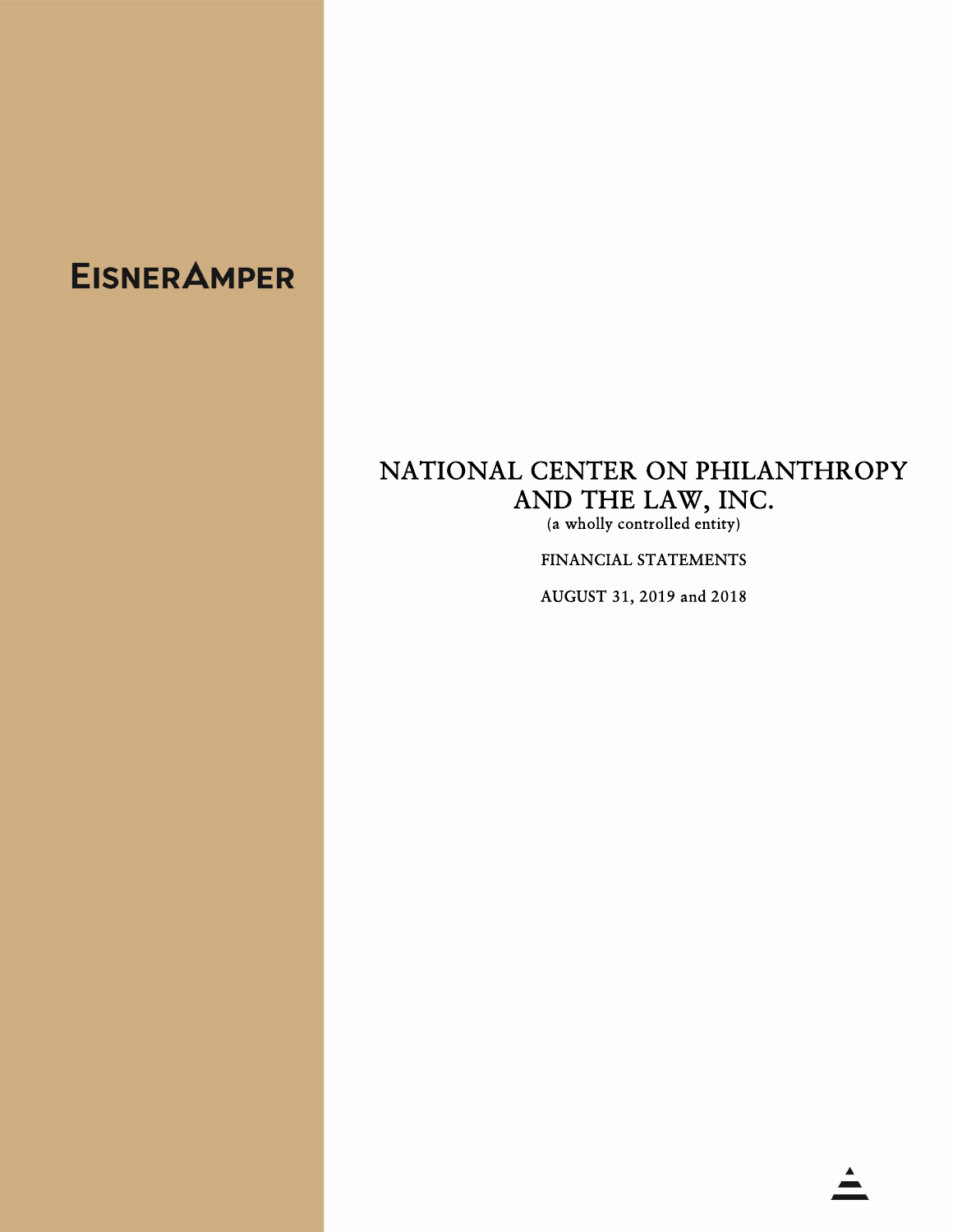EisnerAmper

# NATIONAL CENTER ON PHILANTHROPY AND THE LAW, INC.

(a wholly controlled entity)

FINANCIAL STATEMENTS

AUGUST 31, 2019 and 2018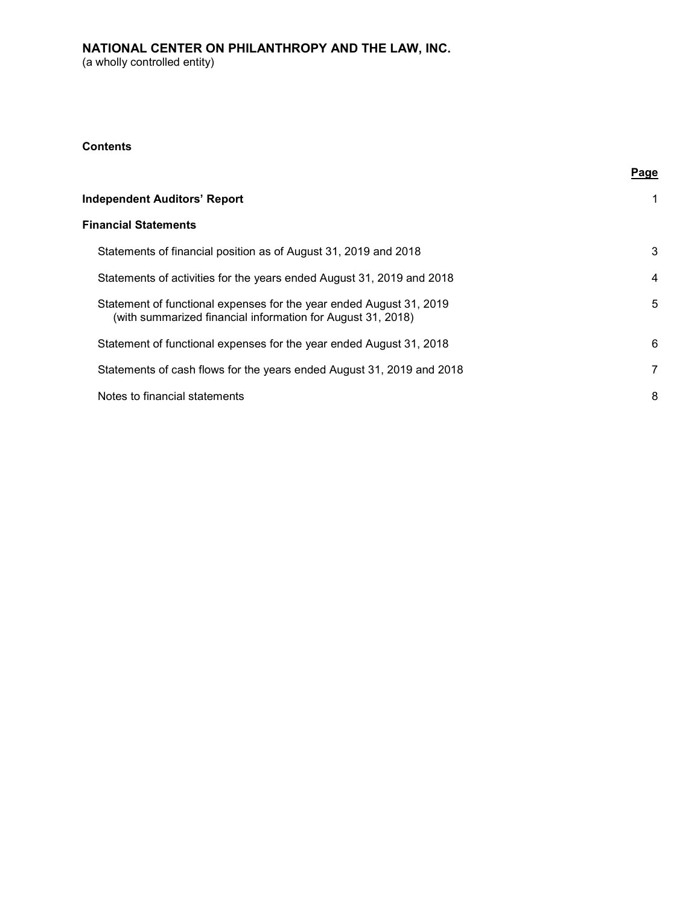# NATIONAL CENTER ON PHILANTHROPY AND THE LAW, INC.

(a wholly controlled entity)

**Contents**

| | Page |
|---|---|
| **Independent Auditors' Report** | 1 |
| **Financial Statements** | |
| Statements of financial position as of August 31, 2019 and 2018 | 3 |
| Statements of activities for the years ended August 31, 2019 and 2018 | 4 |
| Statement of functional expenses for the year ended August 31, 2019 (with summarized financial information for August 31, 2018) | 5 |
| Statement of functional expenses for the year ended August 31, 2018 | 6 |
| Statements of cash flows for the years ended August 31, 2019 and 2018 | 7 |
| Notes to financial statements | 8 |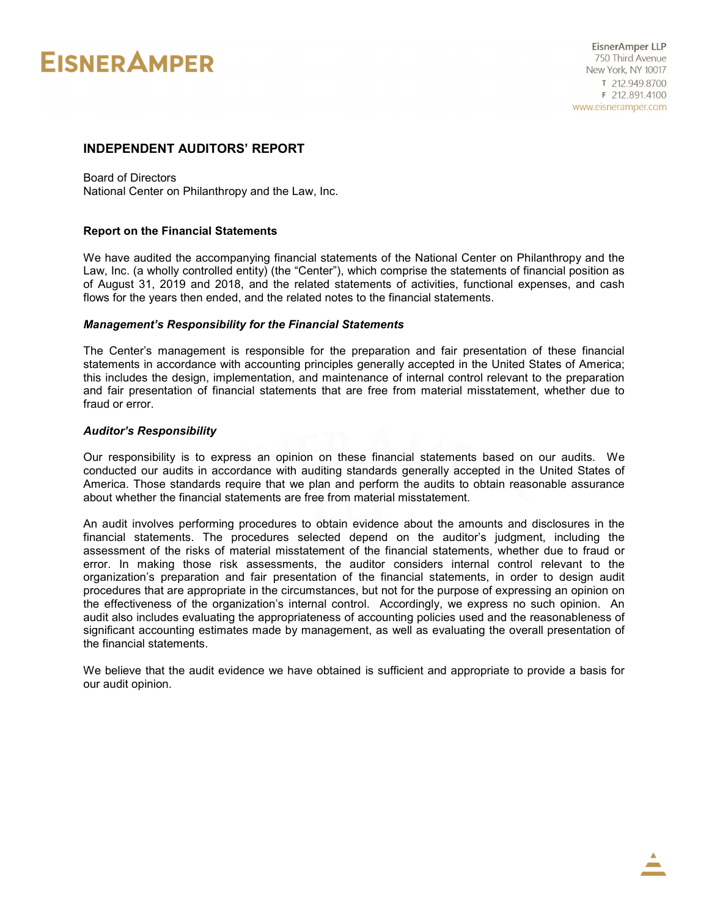**EISNERAMPER**

EisnerAmper LLP
750 Third Avenue
New York, NY 10017
T 212.949.8700
F 212.891.4100
www.eisneramper.com

## INDEPENDENT AUDITORS' REPORT

Board of Directors
National Center on Philanthropy and the Law, Inc.

### Report on the Financial Statements

We have audited the accompanying financial statements of the National Center on Philanthropy and the Law, Inc. (a wholly controlled entity) (the "Center"), which comprise the statements of financial position as of August 31, 2019 and 2018, and the related statements of activities, functional expenses, and cash flows for the years then ended, and the related notes to the financial statements.

#### *Management's Responsibility for the Financial Statements*

The Center's management is responsible for the preparation and fair presentation of these financial statements in accordance with accounting principles generally accepted in the United States of America; this includes the design, implementation, and maintenance of internal control relevant to the preparation and fair presentation of financial statements that are free from material misstatement, whether due to fraud or error.

#### *Auditor's Responsibility*

Our responsibility is to express an opinion on these financial statements based on our audits. We conducted our audits in accordance with auditing standards generally accepted in the United States of America. Those standards require that we plan and perform the audits to obtain reasonable assurance about whether the financial statements are free from material misstatement.

An audit involves performing procedures to obtain evidence about the amounts and disclosures in the financial statements. The procedures selected depend on the auditor's judgment, including the assessment of the risks of material misstatement of the financial statements, whether due to fraud or error. In making those risk assessments, the auditor considers internal control relevant to the organization's preparation and fair presentation of the financial statements, in order to design audit procedures that are appropriate in the circumstances, but not for the purpose of expressing an opinion on the effectiveness of the organization's internal control. Accordingly, we express no such opinion. An audit also includes evaluating the appropriateness of accounting policies used and the reasonableness of significant accounting estimates made by management, as well as evaluating the overall presentation of the financial statements.

We believe that the audit evidence we have obtained is sufficient and appropriate to provide a basis for our audit opinion.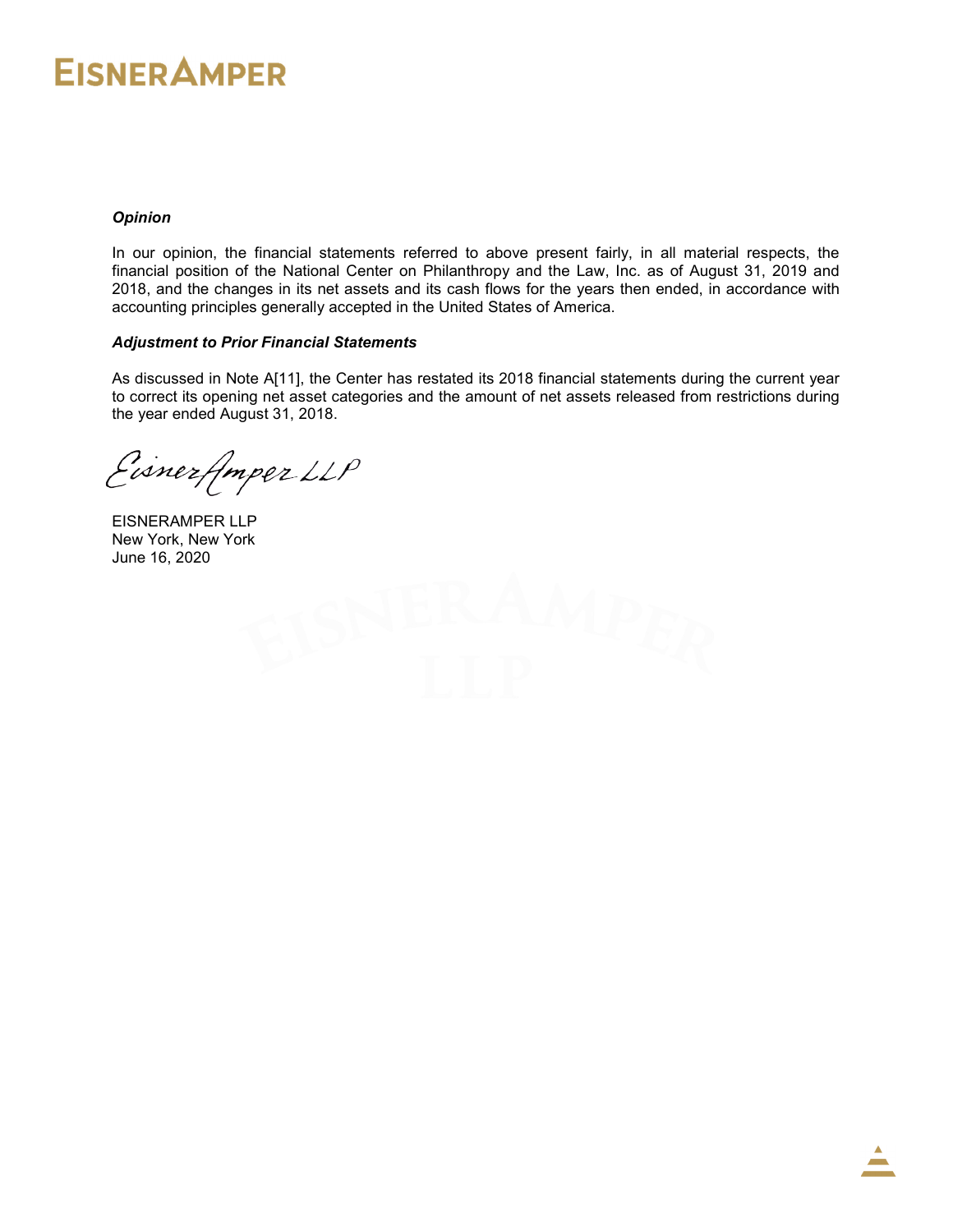***Opinion***

In our opinion, the financial statements referred to above present fairly, in all material respects, the financial position of the National Center on Philanthropy and the Law, Inc. as of August 31, 2019 and 2018, and the changes in its net assets and its cash flows for the years then ended, in accordance with accounting principles generally accepted in the United States of America.

***Adjustment to Prior Financial Statements***

As discussed in Note A[11], the Center has restated its 2018 financial statements during the current year to correct its opening net asset categories and the amount of net assets released from restrictions during the year ended August 31, 2018.

*EisnerAmper LLP*

EISNERAMPER LLP
New York, New York
June 16, 2020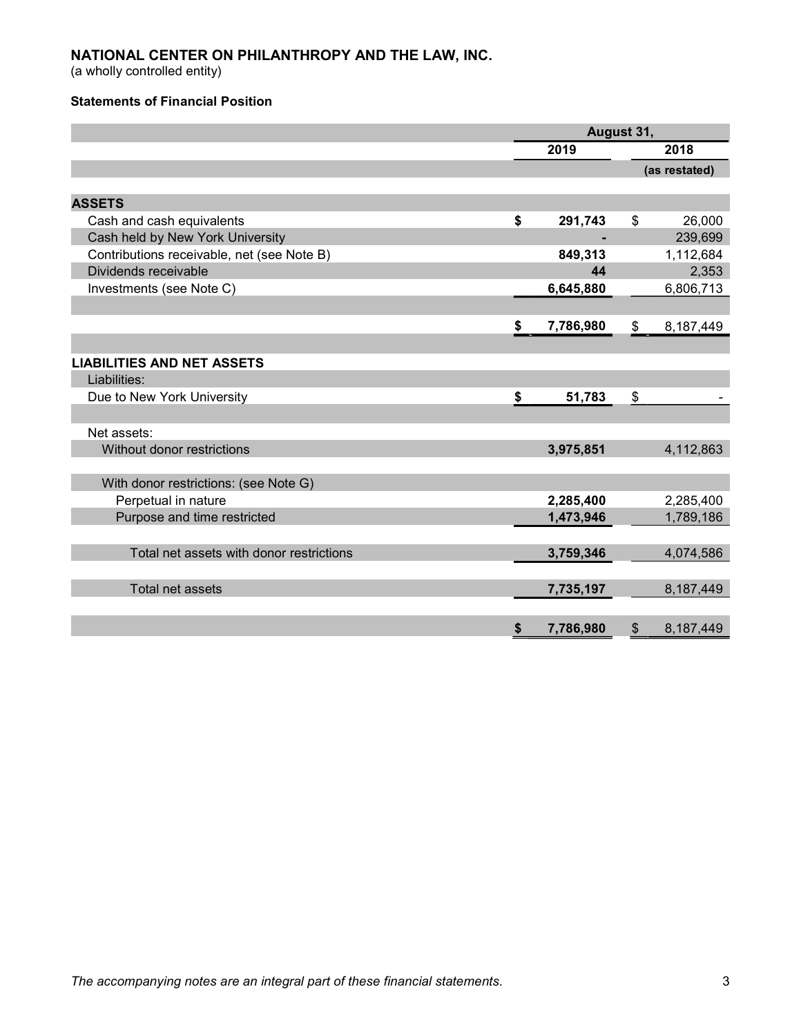**NATIONAL CENTER ON PHILANTHROPY AND THE LAW, INC.**
(a wholly controlled entity)

**Statements of Financial Position**

| | August 31, | |
|---|---|---|
| | 2019 | 2018 |
| | | (as restated) |
| **ASSETS** | | |
| Cash and cash equivalents | **$ 291,743** | $ 26,000 |
| Cash held by New York University | **-** | 239,699 |
| Contributions receivable, net (see Note B) | **849,313** | 1,112,684 |
| Dividends receivable | **44** | 2,353 |
| Investments (see Note C) | **6,645,880** | 6,806,713 |
| | **$ 7,786,980** | $ 8,187,449 |
| **LIABILITIES AND NET ASSETS** | | |
| Liabilities: | | |
| Due to New York University | **$ 51,783** | $ - |
| Net assets: | | |
| Without donor restrictions | **3,975,851** | 4,112,863 |
| With donor restrictions: (see Note G) | | |
| Perpetual in nature | **2,285,400** | 2,285,400 |
| Purpose and time restricted | **1,473,946** | 1,789,186 |
| Total net assets with donor restrictions | **3,759,346** | 4,074,586 |
| Total net assets | **7,735,197** | 8,187,449 |
| | **$ 7,786,980** | $ 8,187,449 |

*The accompanying notes are an integral part of these financial statements.*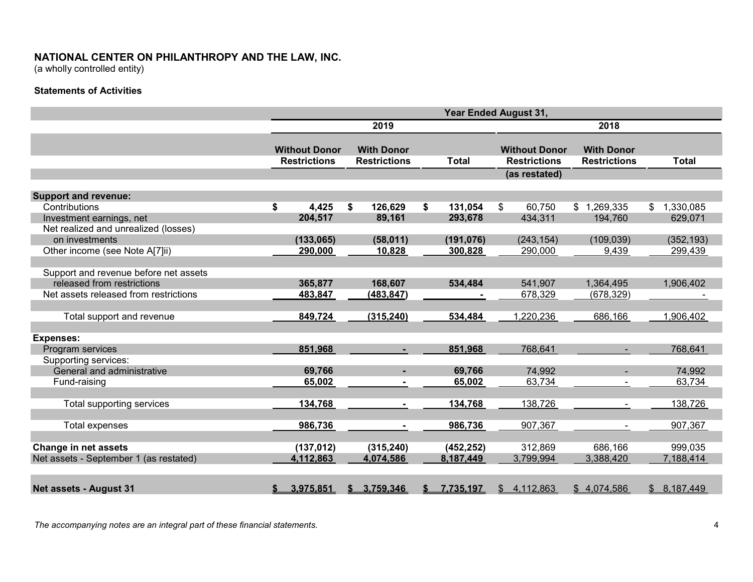**NATIONAL CENTER ON PHILANTHROPY AND THE LAW, INC.**
(a wholly controlled entity)

**Statements of Activities**

| | Year Ended August 31, | | | | | |
|---|---|---|---|---|---|---|
| | 2019 | | | 2018 | | |
| | **Without Donor Restrictions** | **With Donor Restrictions** | **Total** | **Without Donor Restrictions (as restated)** | **With Donor Restrictions** | **Total** |
| **Support and revenue:** | | | | | | |
| Contributions | **$ 4,425** | **$ 126,629** | **$ 131,054** | $ 60,750 | $ 1,269,335 | $ 1,330,085 |
| Investment earnings, net | **204,517** | **89,161** | **293,678** | 434,311 | 194,760 | 629,071 |
| Net realized and unrealized (losses) on investments | **(133,065)** | **(58,011)** | **(191,076)** | (243,154) | (109,039) | (352,193) |
| Other income (see Note A[7]ii) | **290,000** | **10,828** | **300,828** | 290,000 | 9,439 | 299,439 |
| Support and revenue before net assets released from restrictions | **365,877** | **168,607** | **534,484** | 541,907 | 1,364,495 | 1,906,402 |
| Net assets released from restrictions | **483,847** | **(483,847)** | **-** | 678,329 | (678,329) | - |
| Total support and revenue | **849,724** | **(315,240)** | **534,484** | 1,220,236 | 686,166 | 1,906,402 |
| **Expenses:** | | | | | | |
| Program services | **851,968** | **-** | **851,968** | 768,641 | - | 768,641 |
| Supporting services: | | | | | | |
| General and administrative | **69,766** | **-** | **69,766** | 74,992 | - | 74,992 |
| Fund-raising | **65,002** | **-** | **65,002** | 63,734 | - | 63,734 |
| Total supporting services | **134,768** | **-** | **134,768** | 138,726 | - | 138,726 |
| Total expenses | **986,736** | **-** | **986,736** | 907,367 | - | 907,367 |
| **Change in net assets** | **(137,012)** | **(315,240)** | **(452,252)** | 312,869 | 686,166 | 999,035 |
| Net assets - September 1 (as restated) | **4,112,863** | **4,074,586** | **8,187,449** | 3,799,994 | 3,388,420 | 7,188,414 |
| **Net assets - August 31** | **$ 3,975,851** | **$ 3,759,346** | **$ 7,735,197** | $ 4,112,863 | $ 4,074,586 | $ 8,187,449 |

*The accompanying notes are an integral part of these financial statements.*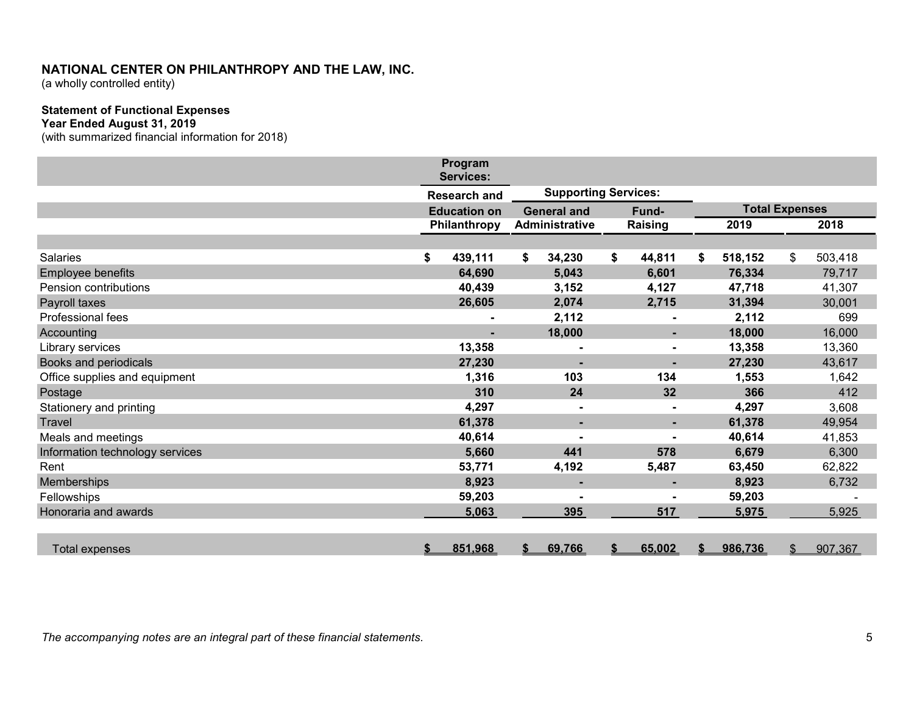**NATIONAL CENTER ON PHILANTHROPY AND THE LAW, INC.**
(a wholly controlled entity)

**Statement of Functional Expenses**
**Year Ended August 31, 2019**
(with summarized financial information for 2018)

| | Program Services: | Supporting Services: | | Total Expenses | |
|---|---|---|---|---|---|
| | Research and Education on Philanthropy | General and Administrative | Fund-Raising | 2019 | 2018 |
| Salaries | $ 439,111 | $ 34,230 | $ 44,811 | $ 518,152 | $ 503,418 |
| Employee benefits | 64,690 | 5,043 | 6,601 | 76,334 | 79,717 |
| Pension contributions | 40,439 | 3,152 | 4,127 | 47,718 | 41,307 |
| Payroll taxes | 26,605 | 2,074 | 2,715 | 31,394 | 30,001 |
| Professional fees | - | 2,112 | - | 2,112 | 699 |
| Accounting | - | 18,000 | - | 18,000 | 16,000 |
| Library services | 13,358 | - | - | 13,358 | 13,360 |
| Books and periodicals | 27,230 | - | - | 27,230 | 43,617 |
| Office supplies and equipment | 1,316 | 103 | 134 | 1,553 | 1,642 |
| Postage | 310 | 24 | 32 | 366 | 412 |
| Stationery and printing | 4,297 | - | - | 4,297 | 3,608 |
| Travel | 61,378 | - | - | 61,378 | 49,954 |
| Meals and meetings | 40,614 | - | - | 40,614 | 41,853 |
| Information technology services | 5,660 | 441 | 578 | 6,679 | 6,300 |
| Rent | 53,771 | 4,192 | 5,487 | 63,450 | 62,822 |
| Memberships | 8,923 | - | - | 8,923 | 6,732 |
| Fellowships | 59,203 | - | - | 59,203 | - |
| Honoraria and awards | 5,063 | 395 | 517 | 5,975 | 5,925 |
| Total expenses | $ 851,968 | $ 69,766 | $ 65,002 | $ 986,736 | $ 907,367 |

*The accompanying notes are an integral part of these financial statements.*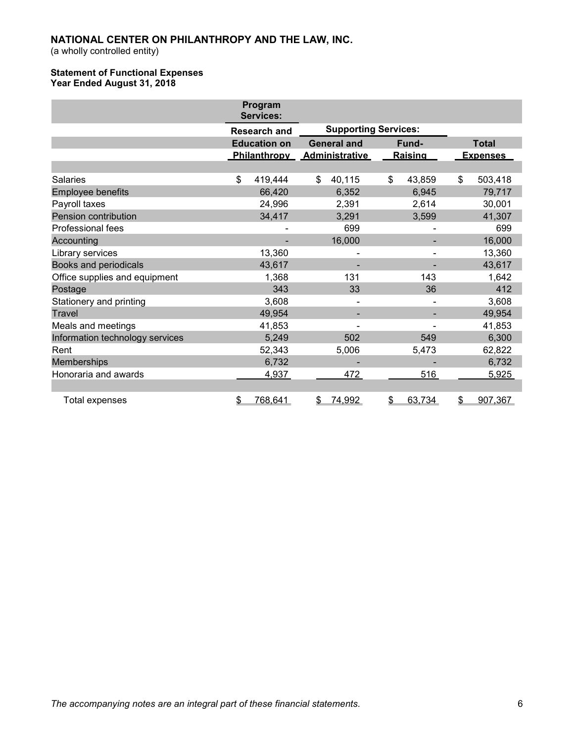**NATIONAL CENTER ON PHILANTHROPY AND THE LAW, INC.**
(a wholly controlled entity)

**Statement of Functional Expenses**
**Year Ended August 31, 2018**

| | Program Services: | Supporting Services: | | |
|---|---|---|---|---|
| | Research and Education on Philanthropy | General and Administrative | Fund-Raising | Total Expenses |
| Salaries | $ 419,444 | $ 40,115 | $ 43,859 | $ 503,418 |
| Employee benefits | 66,420 | 6,352 | 6,945 | 79,717 |
| Payroll taxes | 24,996 | 2,391 | 2,614 | 30,001 |
| Pension contribution | 34,417 | 3,291 | 3,599 | 41,307 |
| Professional fees | - | 699 | - | 699 |
| Accounting | - | 16,000 | - | 16,000 |
| Library services | 13,360 | - | - | 13,360 |
| Books and periodicals | 43,617 | - | - | 43,617 |
| Office supplies and equipment | 1,368 | 131 | 143 | 1,642 |
| Postage | 343 | 33 | 36 | 412 |
| Stationery and printing | 3,608 | - | - | 3,608 |
| Travel | 49,954 | - | - | 49,954 |
| Meals and meetings | 41,853 | - | - | 41,853 |
| Information technology services | 5,249 | 502 | 549 | 6,300 |
| Rent | 52,343 | 5,006 | 5,473 | 62,822 |
| Memberships | 6,732 | - | - | 6,732 |
| Honoraria and awards | 4,937 | 472 | 516 | 5,925 |
| Total expenses | $ 768,641 | $ 74,992 | $ 63,734 | $ 907,367 |

*The accompanying notes are an integral part of these financial statements.*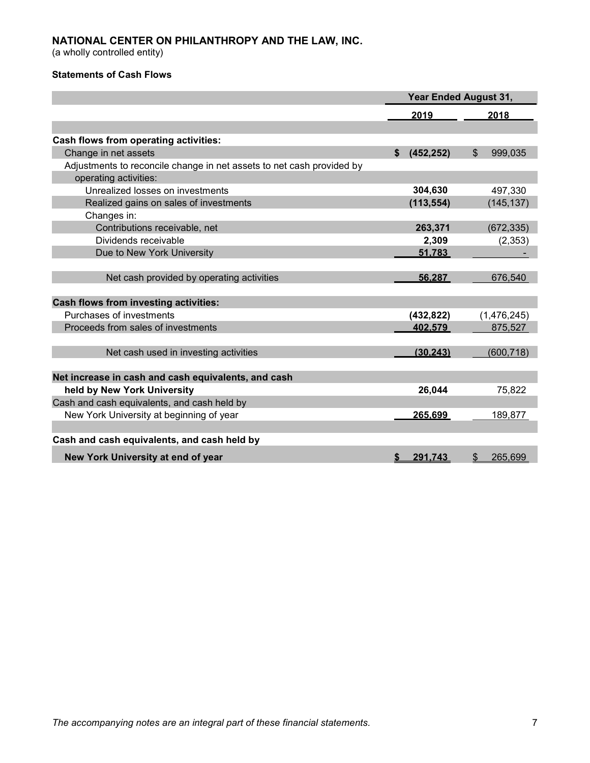# NATIONAL CENTER ON PHILANTHROPY AND THE LAW, INC.

(a wholly controlled entity)

### Statements of Cash Flows

| | Year Ended August 31, | |
|---|---|---|
| | **2019** | **2018** |
| **Cash flows from operating activities:** | | |
| Change in net assets | **$ (452,252)** | $ 999,035 |
| Adjustments to reconcile change in net assets to net cash provided by operating activities: | | |
| Unrealized losses on investments | **304,630** | 497,330 |
| Realized gains on sales of investments | **(113,554)** | (145,137) |
| Changes in: | | |
| Contributions receivable, net | **263,371** | (672,335) |
| Dividends receivable | **2,309** | (2,353) |
| Due to New York University | **51,783** | - |
| Net cash provided by operating activities | **56,287** | 676,540 |
| **Cash flows from investing activities:** | | |
| Purchases of investments | **(432,822)** | (1,476,245) |
| Proceeds from sales of investments | **402,579** | 875,527 |
| Net cash used in investing activities | **(30,243)** | (600,718) |
| **Net increase in cash and cash equivalents, and cash held by New York University** | **26,044** | 75,822 |
| Cash and cash equivalents, and cash held by New York University at beginning of year | **265,699** | 189,877 |
| **Cash and cash equivalents, and cash held by New York University at end of year** | **$ 291,743** | $ 265,699 |

*The accompanying notes are an integral part of these financial statements.*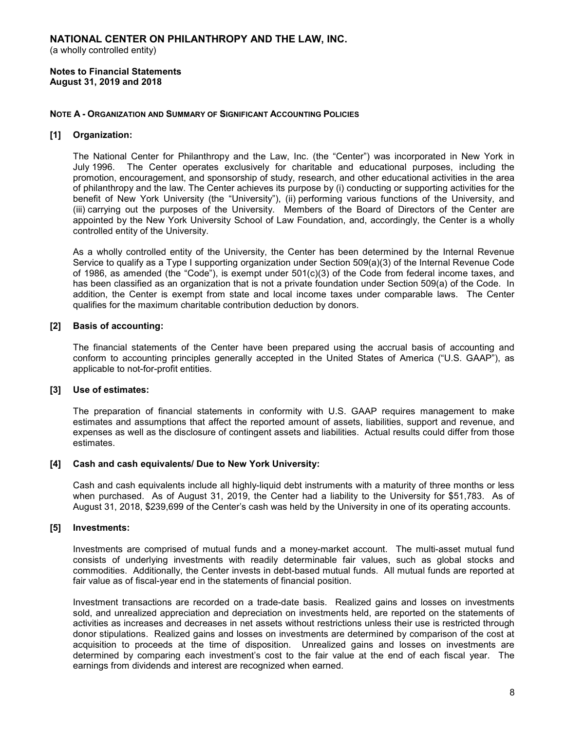# NATIONAL CENTER ON PHILANTHROPY AND THE LAW, INC.

(a wholly controlled entity)

**Notes to Financial Statements**
**August 31, 2019 and 2018**

## NOTE A - ORGANIZATION AND SUMMARY OF SIGNIFICANT ACCOUNTING POLICIES

### [1] Organization:

The National Center for Philanthropy and the Law, Inc. (the "Center") was incorporated in New York in July 1996. The Center operates exclusively for charitable and educational purposes, including the promotion, encouragement, and sponsorship of study, research, and other educational activities in the area of philanthropy and the law. The Center achieves its purpose by (i) conducting or supporting activities for the benefit of New York University (the "University"), (ii) performing various functions of the University, and (iii) carrying out the purposes of the University. Members of the Board of Directors of the Center are appointed by the New York University School of Law Foundation, and, accordingly, the Center is a wholly controlled entity of the University.

As a wholly controlled entity of the University, the Center has been determined by the Internal Revenue Service to qualify as a Type I supporting organization under Section 509(a)(3) of the Internal Revenue Code of 1986, as amended (the "Code"), is exempt under 501(c)(3) of the Code from federal income taxes, and has been classified as an organization that is not a private foundation under Section 509(a) of the Code. In addition, the Center is exempt from state and local income taxes under comparable laws. The Center qualifies for the maximum charitable contribution deduction by donors.

### [2] Basis of accounting:

The financial statements of the Center have been prepared using the accrual basis of accounting and conform to accounting principles generally accepted in the United States of America ("U.S. GAAP"), as applicable to not-for-profit entities.

### [3] Use of estimates:

The preparation of financial statements in conformity with U.S. GAAP requires management to make estimates and assumptions that affect the reported amount of assets, liabilities, support and revenue, and expenses as well as the disclosure of contingent assets and liabilities. Actual results could differ from those estimates.

### [4] Cash and cash equivalents/ Due to New York University:

Cash and cash equivalents include all highly-liquid debt instruments with a maturity of three months or less when purchased. As of August 31, 2019, the Center had a liability to the University for $51,783. As of August 31, 2018, $239,699 of the Center's cash was held by the University in one of its operating accounts.

### [5] Investments:

Investments are comprised of mutual funds and a money-market account. The multi-asset mutual fund consists of underlying investments with readily determinable fair values, such as global stocks and commodities. Additionally, the Center invests in debt-based mutual funds. All mutual funds are reported at fair value as of fiscal-year end in the statements of financial position.

Investment transactions are recorded on a trade-date basis. Realized gains and losses on investments sold, and unrealized appreciation and depreciation on investments held, are reported on the statements of activities as increases and decreases in net assets without restrictions unless their use is restricted through donor stipulations. Realized gains and losses on investments are determined by comparison of the cost at acquisition to proceeds at the time of disposition. Unrealized gains and losses on investments are determined by comparing each investment's cost to the fair value at the end of each fiscal year. The earnings from dividends and interest are recognized when earned.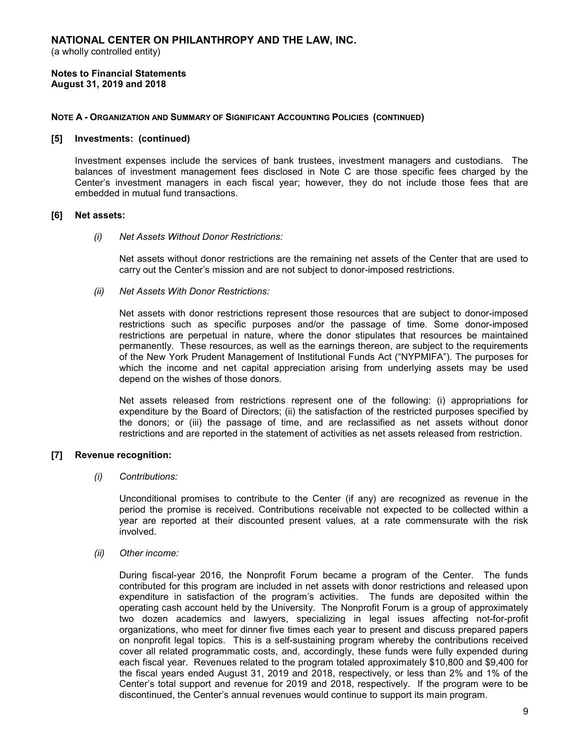**NATIONAL CENTER ON PHILANTHROPY AND THE LAW, INC.**
(a wholly controlled entity)

**Notes to Financial Statements**
**August 31, 2019 and 2018**

**NOTE A - ORGANIZATION AND SUMMARY OF SIGNIFICANT ACCOUNTING POLICIES (CONTINUED)**

**[5] Investments: (continued)**

Investment expenses include the services of bank trustees, investment managers and custodians. The balances of investment management fees disclosed in Note C are those specific fees charged by the Center's investment managers in each fiscal year; however, they do not include those fees that are embedded in mutual fund transactions.

**[6] Net assets:**

*(i) Net Assets Without Donor Restrictions:*

Net assets without donor restrictions are the remaining net assets of the Center that are used to carry out the Center's mission and are not subject to donor-imposed restrictions.

*(ii) Net Assets With Donor Restrictions:*

Net assets with donor restrictions represent those resources that are subject to donor-imposed restrictions such as specific purposes and/or the passage of time. Some donor-imposed restrictions are perpetual in nature, where the donor stipulates that resources be maintained permanently. These resources, as well as the earnings thereon, are subject to the requirements of the New York Prudent Management of Institutional Funds Act ("NYPMIFA"). The purposes for which the income and net capital appreciation arising from underlying assets may be used depend on the wishes of those donors.

Net assets released from restrictions represent one of the following: (i) appropriations for expenditure by the Board of Directors; (ii) the satisfaction of the restricted purposes specified by the donors; or (iii) the passage of time, and are reclassified as net assets without donor restrictions and are reported in the statement of activities as net assets released from restriction.

**[7] Revenue recognition:**

*(i) Contributions:*

Unconditional promises to contribute to the Center (if any) are recognized as revenue in the period the promise is received. Contributions receivable not expected to be collected within a year are reported at their discounted present values, at a rate commensurate with the risk involved.

*(ii) Other income:*

During fiscal-year 2016, the Nonprofit Forum became a program of the Center. The funds contributed for this program are included in net assets with donor restrictions and released upon expenditure in satisfaction of the program's activities. The funds are deposited within the operating cash account held by the University. The Nonprofit Forum is a group of approximately two dozen academics and lawyers, specializing in legal issues affecting not-for-profit organizations, who meet for dinner five times each year to present and discuss prepared papers on nonprofit legal topics. This is a self-sustaining program whereby the contributions received cover all related programmatic costs, and, accordingly, these funds were fully expended during each fiscal year. Revenues related to the program totaled approximately $10,800 and $9,400 for the fiscal years ended August 31, 2019 and 2018, respectively, or less than 2% and 1% of the Center's total support and revenue for 2019 and 2018, respectively. If the program were to be discontinued, the Center's annual revenues would continue to support its main program.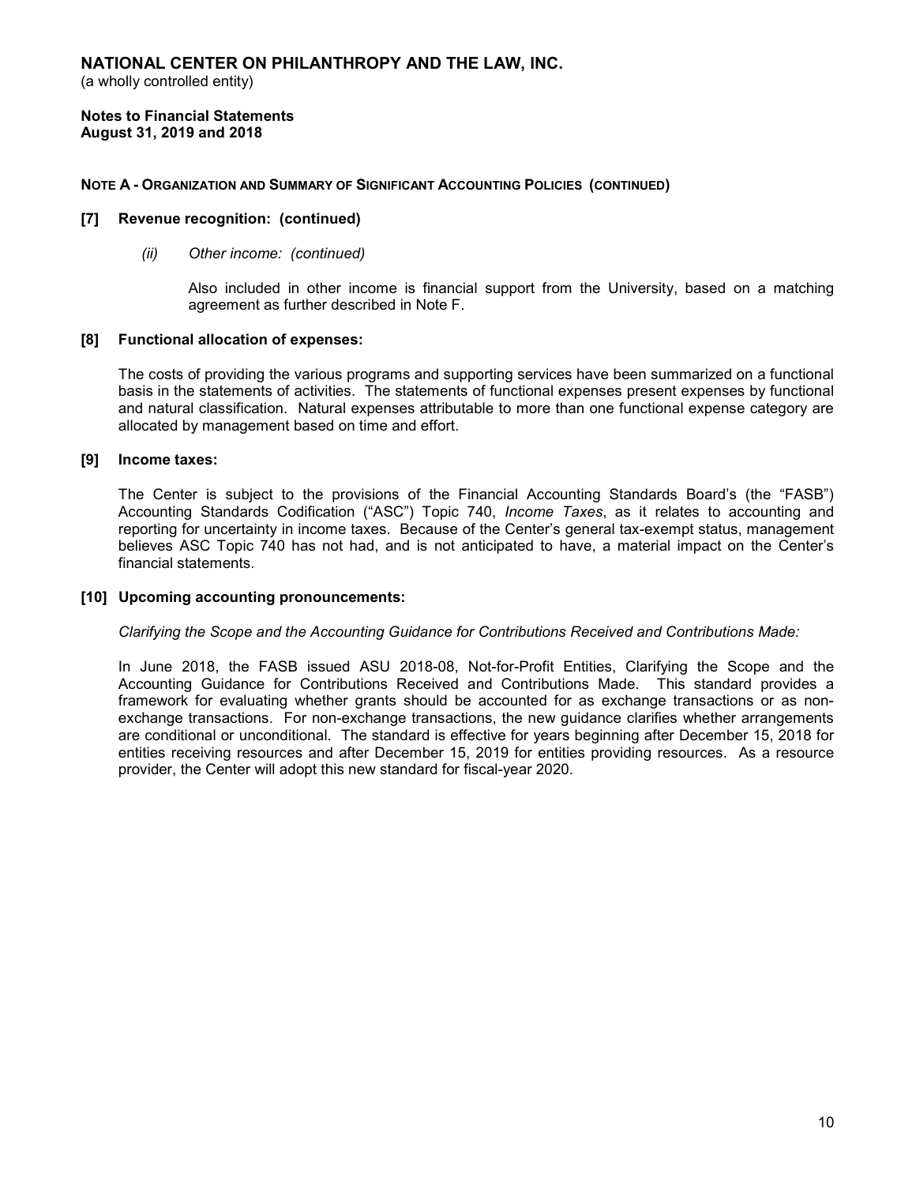# NATIONAL CENTER ON PHILANTHROPY AND THE LAW, INC.

(a wholly controlled entity)

**Notes to Financial Statements**
**August 31, 2019 and 2018**

**NOTE A - ORGANIZATION AND SUMMARY OF SIGNIFICANT ACCOUNTING POLICIES (CONTINUED)**

**[7] Revenue recognition: (continued)**

*(ii) Other income: (continued)*

Also included in other income is financial support from the University, based on a matching agreement as further described in Note F.

**[8] Functional allocation of expenses:**

The costs of providing the various programs and supporting services have been summarized on a functional basis in the statements of activities. The statements of functional expenses present expenses by functional and natural classification. Natural expenses attributable to more than one functional expense category are allocated by management based on time and effort.

**[9] Income taxes:**

The Center is subject to the provisions of the Financial Accounting Standards Board's (the "FASB") Accounting Standards Codification ("ASC") Topic 740, *Income Taxes*, as it relates to accounting and reporting for uncertainty in income taxes. Because of the Center's general tax-exempt status, management believes ASC Topic 740 has not had, and is not anticipated to have, a material impact on the Center's financial statements.

**[10] Upcoming accounting pronouncements:**

*Clarifying the Scope and the Accounting Guidance for Contributions Received and Contributions Made:*

In June 2018, the FASB issued ASU 2018-08, Not-for-Profit Entities, Clarifying the Scope and the Accounting Guidance for Contributions Received and Contributions Made. This standard provides a framework for evaluating whether grants should be accounted for as exchange transactions or as non-exchange transactions. For non-exchange transactions, the new guidance clarifies whether arrangements are conditional or unconditional. The standard is effective for years beginning after December 15, 2018 for entities receiving resources and after December 15, 2019 for entities providing resources. As a resource provider, the Center will adopt this new standard for fiscal-year 2020.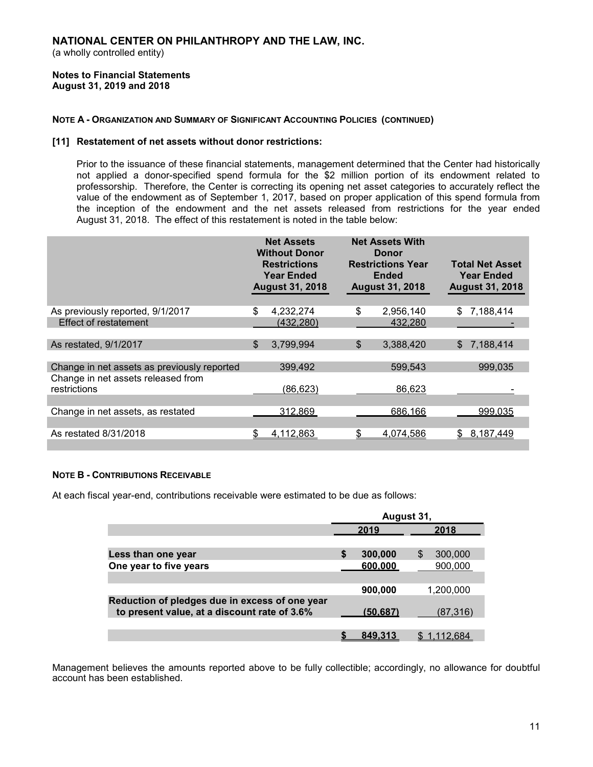# NATIONAL CENTER ON PHILANTHROPY AND THE LAW, INC.

(a wholly controlled entity)

**Notes to Financial Statements**
**August 31, 2019 and 2018**

**NOTE A - ORGANIZATION AND SUMMARY OF SIGNIFICANT ACCOUNTING POLICIES (CONTINUED)**

**[11] Restatement of net assets without donor restrictions:**

Prior to the issuance of these financial statements, management determined that the Center had historically not applied a donor-specified spend formula for the $2 million portion of its endowment related to professorship. Therefore, the Center is correcting its opening net asset categories to accurately reflect the value of the endowment as of September 1, 2017, based on proper application of this spend formula from the inception of the endowment and the net assets released from restrictions for the year ended August 31, 2018. The effect of this restatement is noted in the table below:

| | Net Assets Without Donor Restrictions Year Ended August 31, 2018 | Net Assets With Donor Restrictions Year Ended August 31, 2018 | Total Net Asset Year Ended August 31, 2018 |
|---|---|---|---|
| As previously reported, 9/1/2017 | $ 4,232,274 | $ 2,956,140 | $ 7,188,414 |
| Effect of restatement | (432,280) | 432,280 | - |
| As restated, 9/1/2017 | $ 3,799,994 | $ 3,388,420 | $ 7,188,414 |
| Change in net assets as previously reported | 399,492 | 599,543 | 999,035 |
| Change in net assets released from restrictions | (86,623) | 86,623 | - |
| Change in net assets, as restated | 312,869 | 686,166 | 999,035 |
| As restated 8/31/2018 | $ 4,112,863 | $ 4,074,586 | $ 8,187,449 |

**NOTE B - CONTRIBUTIONS RECEIVABLE**

At each fiscal year-end, contributions receivable were estimated to be due as follows:

| | August 31, | |
|---|---|---|
| | 2019 | 2018 |
| **Less than one year** | **$ 300,000** | $ 300,000 |
| **One year to five years** | **600,000** | 900,000 |
| | **900,000** | 1,200,000 |
| **Reduction of pledges due in excess of one year to present value, at a discount rate of 3.6%** | **(50,687)** | (87,316) |
| | **$ 849,313** | $ 1,112,684 |

Management believes the amounts reported above to be fully collectible; accordingly, no allowance for doubtful account has been established.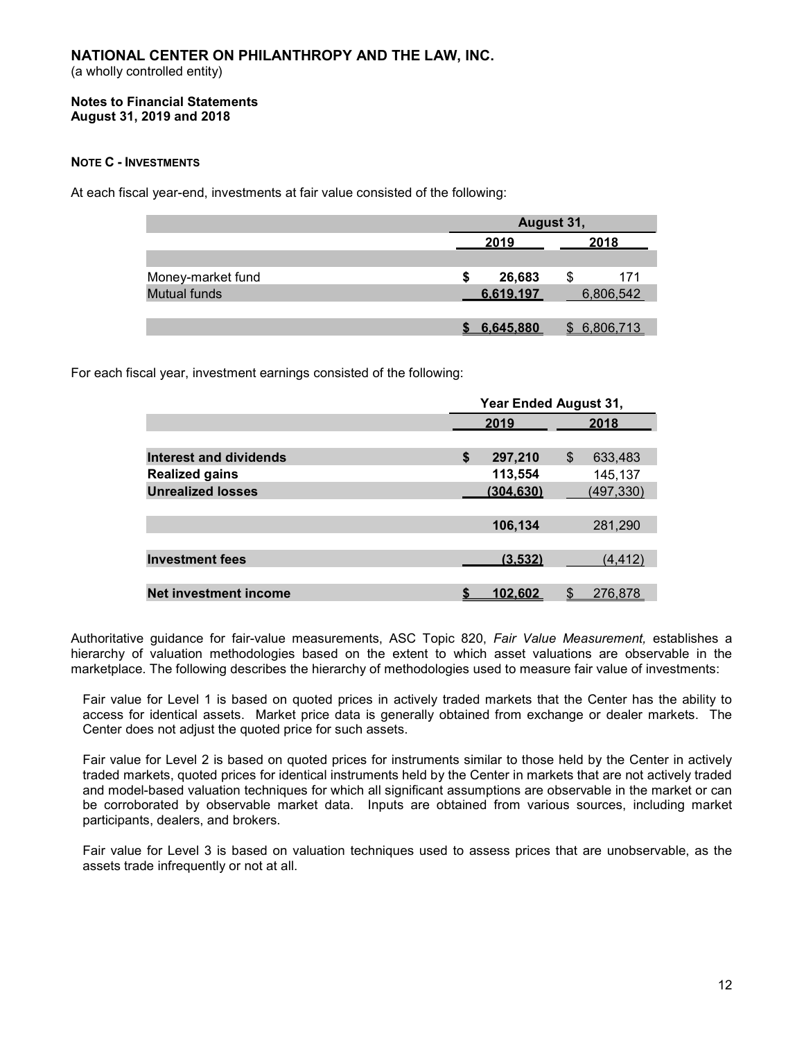# NATIONAL CENTER ON PHILANTHROPY AND THE LAW, INC.

(a wholly controlled entity)

**Notes to Financial Statements**
**August 31, 2019 and 2018**

**NOTE C - INVESTMENTS**

At each fiscal year-end, investments at fair value consisted of the following:

| | August 31, | |
|---|---|---|
| | 2019 | 2018 |
| Money-market fund | $ 26,683 | $ 171 |
| Mutual funds | 6,619,197 | 6,806,542 |
| | $ 6,645,880 | $ 6,806,713 |

For each fiscal year, investment earnings consisted of the following:

| | Year Ended August 31, | |
|---|---|---|
| | 2019 | 2018 |
| **Interest and dividends** | $ 297,210 | $ 633,483 |
| **Realized gains** | 113,554 | 145,137 |
| **Unrealized losses** | (304,630) | (497,330) |
| | 106,134 | 281,290 |
| **Investment fees** | (3,532) | (4,412) |
| **Net investment income** | $ 102,602 | $ 276,878 |

Authoritative guidance for fair-value measurements, ASC Topic 820, *Fair Value Measurement,* establishes a hierarchy of valuation methodologies based on the extent to which asset valuations are observable in the marketplace. The following describes the hierarchy of methodologies used to measure fair value of investments:

Fair value for Level 1 is based on quoted prices in actively traded markets that the Center has the ability to access for identical assets. Market price data is generally obtained from exchange or dealer markets. The Center does not adjust the quoted price for such assets.

Fair value for Level 2 is based on quoted prices for instruments similar to those held by the Center in actively traded markets, quoted prices for identical instruments held by the Center in markets that are not actively traded and model-based valuation techniques for which all significant assumptions are observable in the market or can be corroborated by observable market data. Inputs are obtained from various sources, including market participants, dealers, and brokers.

Fair value for Level 3 is based on valuation techniques used to assess prices that are unobservable, as the assets trade infrequently or not at all.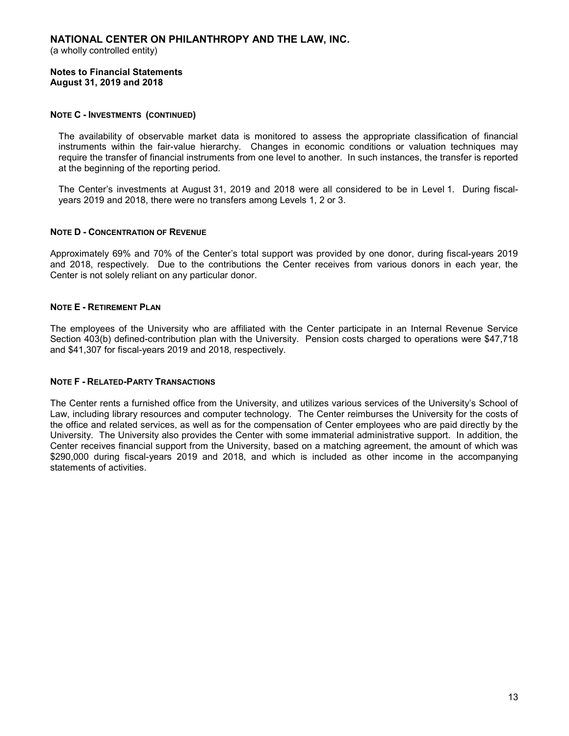# NATIONAL CENTER ON PHILANTHROPY AND THE LAW, INC.

(a wholly controlled entity)

**Notes to Financial Statements**
**August 31, 2019 and 2018**

### NOTE C - INVESTMENTS (CONTINUED)

The availability of observable market data is monitored to assess the appropriate classification of financial instruments within the fair-value hierarchy. Changes in economic conditions or valuation techniques may require the transfer of financial instruments from one level to another. In such instances, the transfer is reported at the beginning of the reporting period.

The Center's investments at August 31, 2019 and 2018 were all considered to be in Level 1. During fiscal-years 2019 and 2018, there were no transfers among Levels 1, 2 or 3.

### NOTE D - CONCENTRATION OF REVENUE

Approximately 69% and 70% of the Center's total support was provided by one donor, during fiscal-years 2019 and 2018, respectively. Due to the contributions the Center receives from various donors in each year, the Center is not solely reliant on any particular donor.

### NOTE E - RETIREMENT PLAN

The employees of the University who are affiliated with the Center participate in an Internal Revenue Service Section 403(b) defined-contribution plan with the University. Pension costs charged to operations were $47,718 and $41,307 for fiscal-years 2019 and 2018, respectively.

### NOTE F - RELATED-PARTY TRANSACTIONS

The Center rents a furnished office from the University, and utilizes various services of the University's School of Law, including library resources and computer technology. The Center reimburses the University for the costs of the office and related services, as well as for the compensation of Center employees who are paid directly by the University. The University also provides the Center with some immaterial administrative support. In addition, the Center receives financial support from the University, based on a matching agreement, the amount of which was $290,000 during fiscal-years 2019 and 2018, and which is included as other income in the accompanying statements of activities.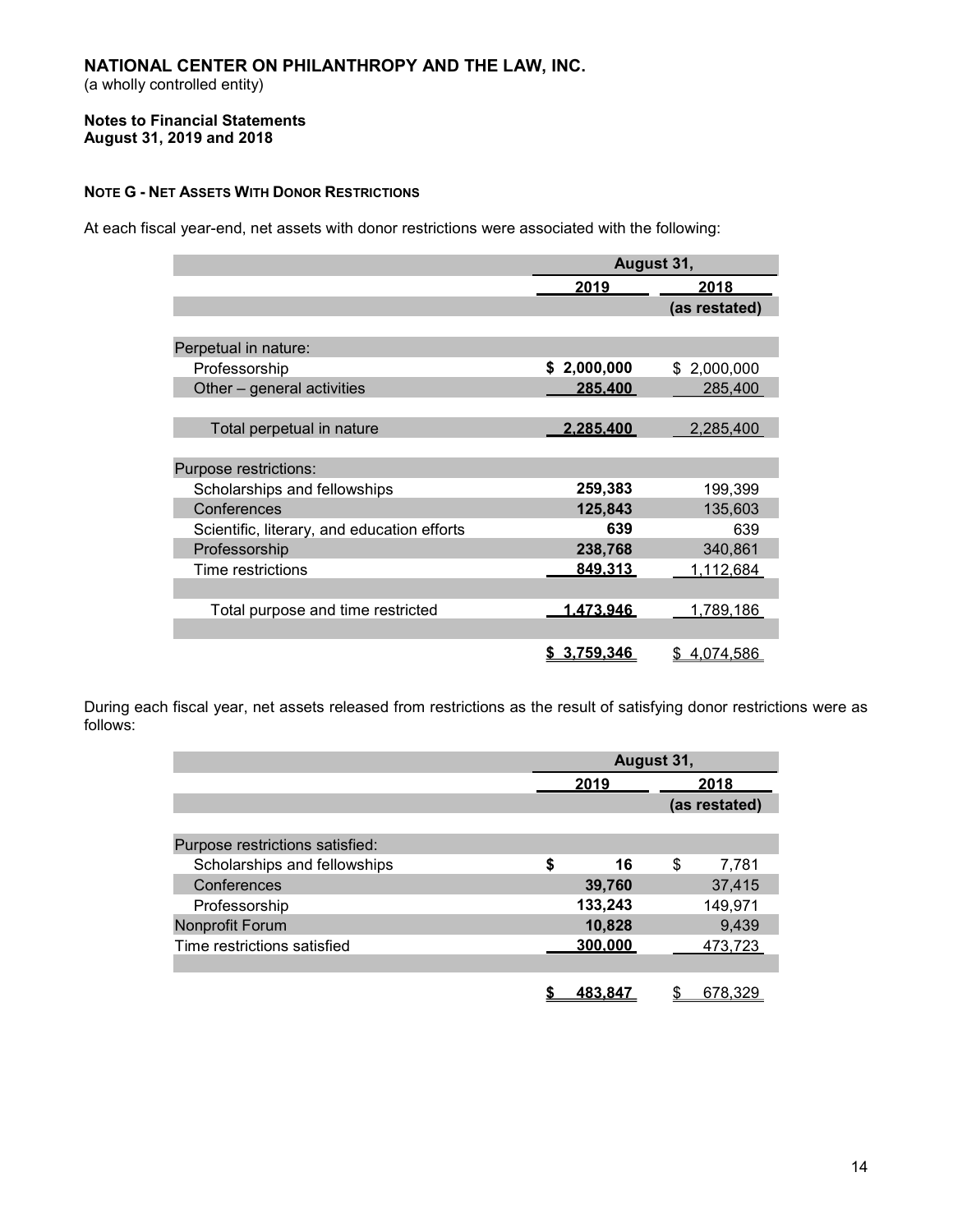**NATIONAL CENTER ON PHILANTHROPY AND THE LAW, INC.**
(a wholly controlled entity)

**Notes to Financial Statements**
**August 31, 2019 and 2018**

**NOTE G - NET ASSETS WITH DONOR RESTRICTIONS**

At each fiscal year-end, net assets with donor restrictions were associated with the following:

| | August 31, | |
|---|---|---|
| | **2019** | **2018** |
| | | **(as restated)** |
| Perpetual in nature: | | |
| Professorship | **$ 2,000,000** | $ 2,000,000 |
| Other – general activities | **285,400** | 285,400 |
| Total perpetual in nature | **2,285,400** | 2,285,400 |
| Purpose restrictions: | | |
| Scholarships and fellowships | **259,383** | 199,399 |
| Conferences | **125,843** | 135,603 |
| Scientific, literary, and education efforts | **639** | 639 |
| Professorship | **238,768** | 340,861 |
| Time restrictions | **849,313** | 1,112,684 |
| Total purpose and time restricted | **1,473,946** | 1,789,186 |
| | **$ 3,759,346** | $ 4,074,586 |

During each fiscal year, net assets released from restrictions as the result of satisfying donor restrictions were as follows:

| | August 31, | |
|---|---|---|
| | **2019** | **2018** |
| | | **(as restated)** |
| Purpose restrictions satisfied: | | |
| Scholarships and fellowships | **$ 16** | $ 7,781 |
| Conferences | **39,760** | 37,415 |
| Professorship | **133,243** | 149,971 |
| Nonprofit Forum | **10,828** | 9,439 |
| Time restrictions satisfied | **300,000** | 473,723 |
| | **$ 483,847** | $ 678,329 |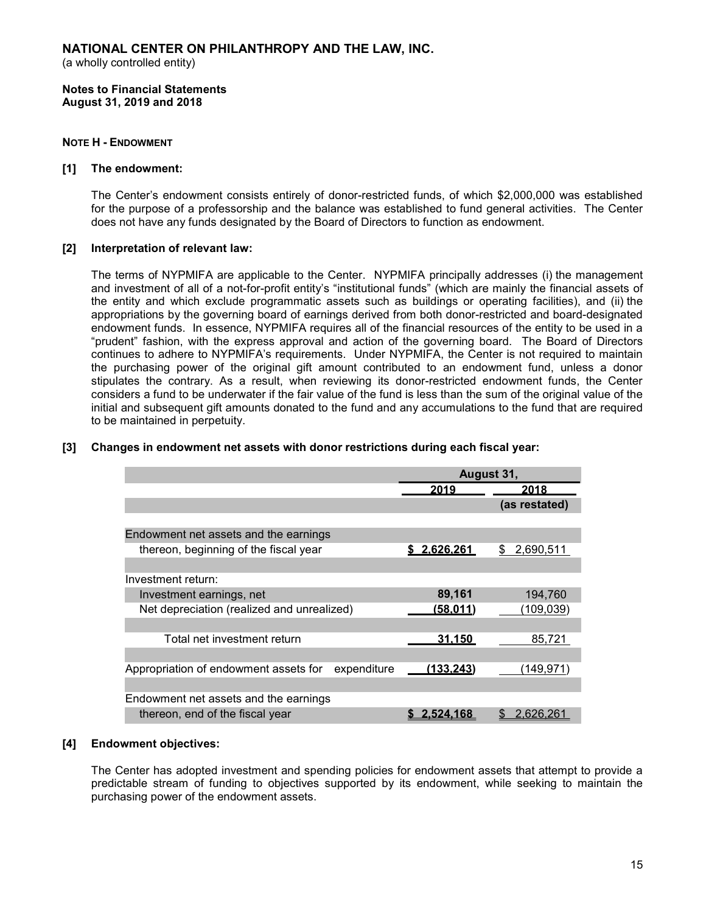**NATIONAL CENTER ON PHILANTHROPY AND THE LAW, INC.**
(a wholly controlled entity)

**Notes to Financial Statements**
**August 31, 2019 and 2018**

**NOTE H - ENDOWMENT**

**[1] The endowment:**

The Center's endowment consists entirely of donor-restricted funds, of which $2,000,000 was established for the purpose of a professorship and the balance was established to fund general activities. The Center does not have any funds designated by the Board of Directors to function as endowment.

**[2] Interpretation of relevant law:**

The terms of NYPMIFA are applicable to the Center. NYPMIFA principally addresses (i) the management and investment of all of a not-for-profit entity's "institutional funds" (which are mainly the financial assets of the entity and which exclude programmatic assets such as buildings or operating facilities), and (ii) the appropriations by the governing board of earnings derived from both donor-restricted and board-designated endowment funds. In essence, NYPMIFA requires all of the financial resources of the entity to be used in a "prudent" fashion, with the express approval and action of the governing board. The Board of Directors continues to adhere to NYPMIFA's requirements. Under NYPMIFA, the Center is not required to maintain the purchasing power of the original gift amount contributed to an endowment fund, unless a donor stipulates the contrary. As a result, when reviewing its donor-restricted endowment funds, the Center considers a fund to be underwater if the fair value of the fund is less than the sum of the original value of the initial and subsequent gift amounts donated to the fund and any accumulations to the fund that are required to be maintained in perpetuity.

**[3] Changes in endowment net assets with donor restrictions during each fiscal year:**

| | August 31, | |
|---|---|---|
| | 2019 | 2018 |
| | | (as restated) |
| Endowment net assets and the earnings thereon, beginning of the fiscal year | **$ 2,626,261** | $ 2,690,511 |
| Investment return: | | |
| Investment earnings, net | **89,161** | 194,760 |
| Net depreciation (realized and unrealized) | **(58,011)** | (109,039) |
| Total net investment return | **31,150** | 85,721 |
| Appropriation of endowment assets for expenditure | **(133,243)** | (149,971) |
| Endowment net assets and the earnings thereon, end of the fiscal year | **$ 2,524,168** | $ 2,626,261 |

**[4] Endowment objectives:**

The Center has adopted investment and spending policies for endowment assets that attempt to provide a predictable stream of funding to objectives supported by its endowment, while seeking to maintain the purchasing power of the endowment assets.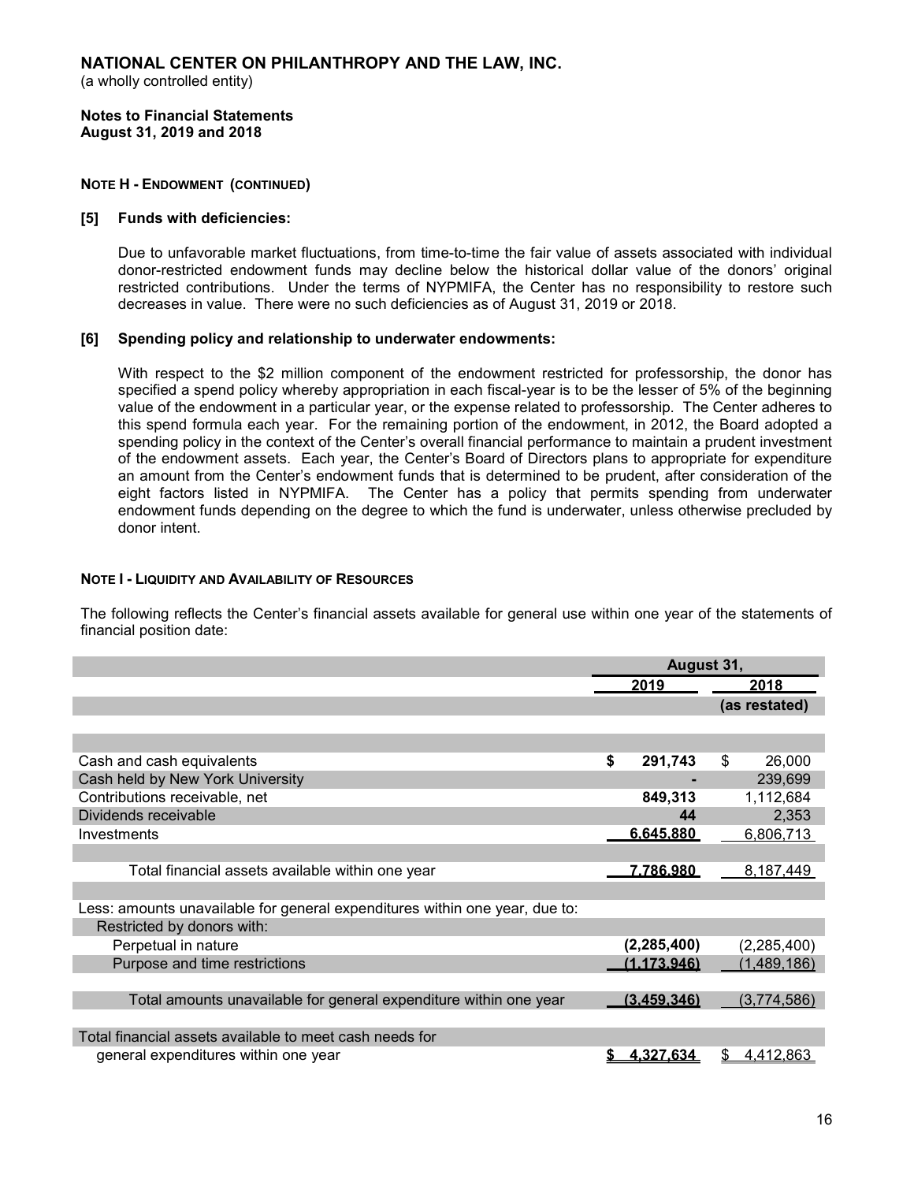# NATIONAL CENTER ON PHILANTHROPY AND THE LAW, INC.

(a wholly controlled entity)

**Notes to Financial Statements**
**August 31, 2019 and 2018**

**NOTE H - ENDOWMENT (CONTINUED)**

**[5] Funds with deficiencies:**

Due to unfavorable market fluctuations, from time-to-time the fair value of assets associated with individual donor-restricted endowment funds may decline below the historical dollar value of the donors' original restricted contributions. Under the terms of NYPMIFA, the Center has no responsibility to restore such decreases in value. There were no such deficiencies as of August 31, 2019 or 2018.

**[6] Spending policy and relationship to underwater endowments:**

With respect to the $2 million component of the endowment restricted for professorship, the donor has specified a spend policy whereby appropriation in each fiscal-year is to be the lesser of 5% of the beginning value of the endowment in a particular year, or the expense related to professorship. The Center adheres to this spend formula each year. For the remaining portion of the endowment, in 2012, the Board adopted a spending policy in the context of the Center's overall financial performance to maintain a prudent investment of the endowment assets. Each year, the Center's Board of Directors plans to appropriate for expenditure an amount from the Center's endowment funds that is determined to be prudent, after consideration of the eight factors listed in NYPMIFA. The Center has a policy that permits spending from underwater endowment funds depending on the degree to which the fund is underwater, unless otherwise precluded by donor intent.

**NOTE I - LIQUIDITY AND AVAILABILITY OF RESOURCES**

The following reflects the Center's financial assets available for general use within one year of the statements of financial position date:

| | August 31, | |
|---|---|---|
| | 2019 | 2018 |
| | | (as restated) |
| Cash and cash equivalents | $ 291,743 | $ 26,000 |
| Cash held by New York University | - | 239,699 |
| Contributions receivable, net | 849,313 | 1,112,684 |
| Dividends receivable | 44 | 2,353 |
| Investments | 6,645,880 | 6,806,713 |
| Total financial assets available within one year | 7,786,980 | 8,187,449 |
| Less: amounts unavailable for general expenditures within one year, due to: | | |
| Restricted by donors with: | | |
| Perpetual in nature | (2,285,400) | (2,285,400) |
| Purpose and time restrictions | (1,173,946) | (1,489,186) |
| Total amounts unavailable for general expenditure within one year | (3,459,346) | (3,774,586) |
| Total financial assets available to meet cash needs for general expenditures within one year | $ 4,327,634 | $ 4,412,863 |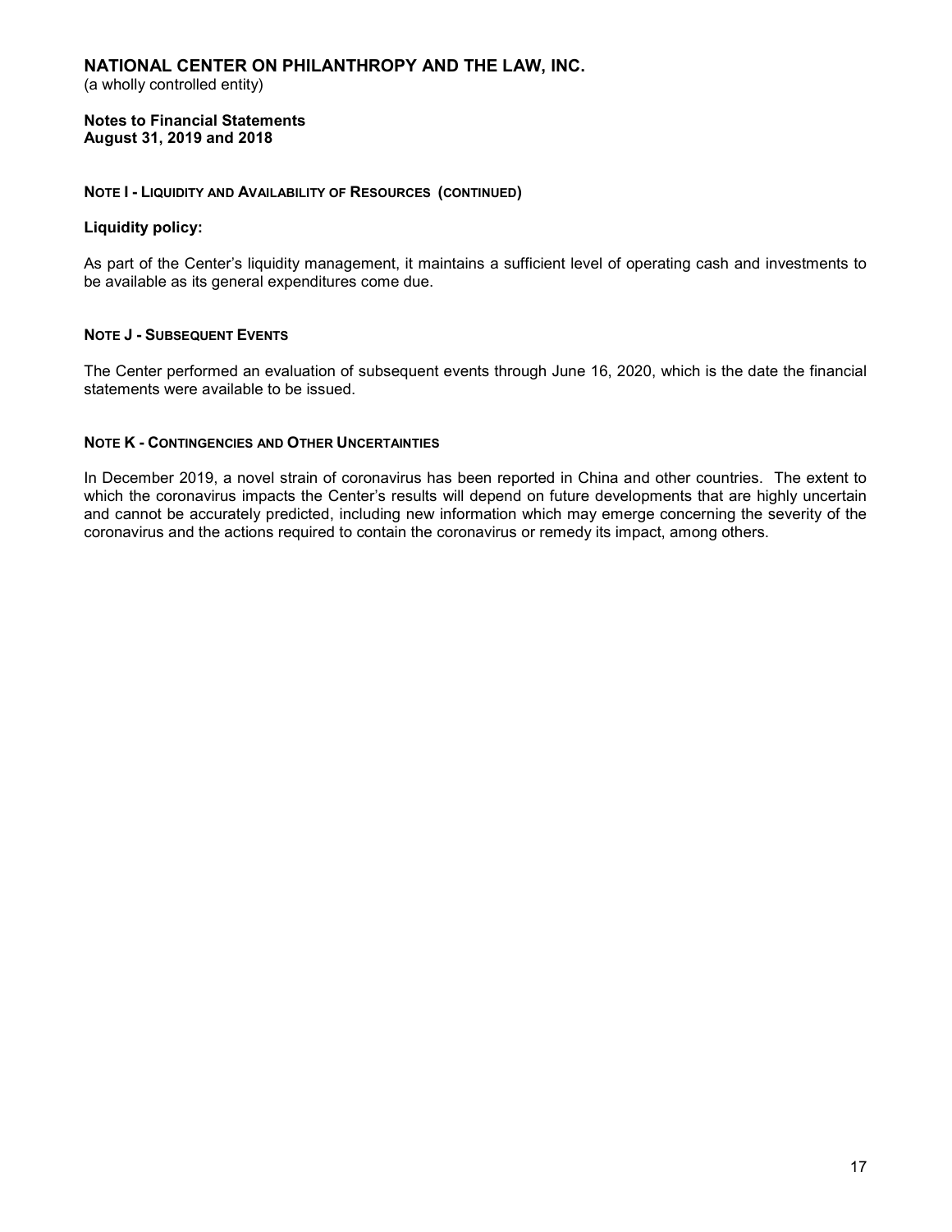**NATIONAL CENTER ON PHILANTHROPY AND THE LAW, INC.**
(a wholly controlled entity)

**Notes to Financial Statements**
**August 31, 2019 and 2018**

**NOTE I - LIQUIDITY AND AVAILABILITY OF RESOURCES (CONTINUED)**

**Liquidity policy:**

As part of the Center's liquidity management, it maintains a sufficient level of operating cash and investments to be available as its general expenditures come due.

**NOTE J - SUBSEQUENT EVENTS**

The Center performed an evaluation of subsequent events through June 16, 2020, which is the date the financial statements were available to be issued.

**NOTE K - CONTINGENCIES AND OTHER UNCERTAINTIES**

In December 2019, a novel strain of coronavirus has been reported in China and other countries. The extent to which the coronavirus impacts the Center's results will depend on future developments that are highly uncertain and cannot be accurately predicted, including new information which may emerge concerning the severity of the coronavirus and the actions required to contain the coronavirus or remedy its impact, among others.